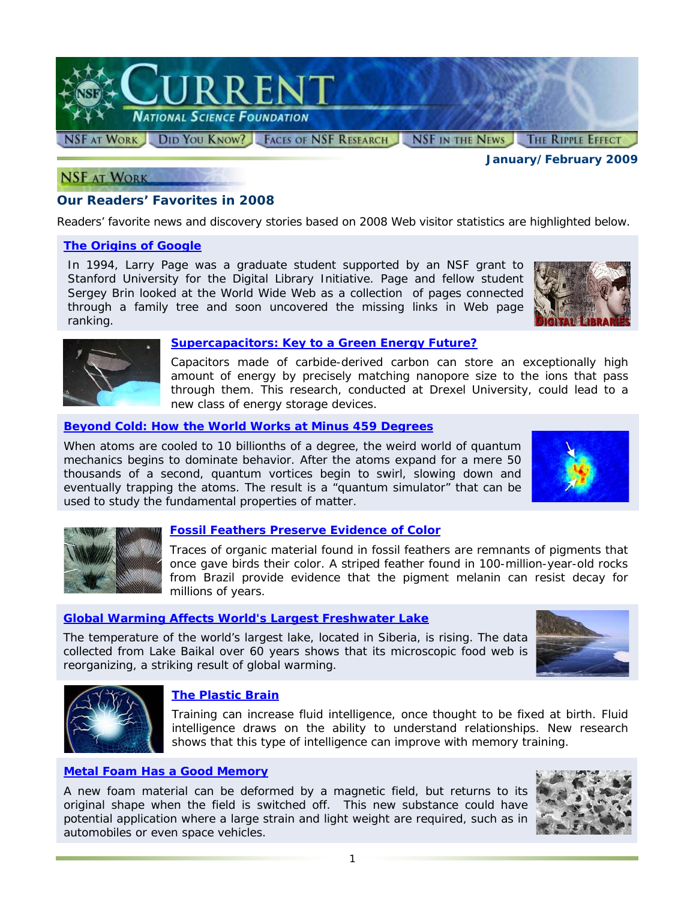# CURRENT

NATIONAL SCIENCE FOUNDATION

NSF AT WORK | DID YOU KNOW? | FACES OF NSF RESEARCH | NSF IN THE NEWS | THE RIPPLE EFFECT

**January/February 2009**

## NSF AT WORK

### Our Readers' Favorites in 2008

Readers' favorite news and discovery stories based on 2008 Web visitor statistics are highlighted below.

#### The Origins of Google

In 1994, Larry Page was a graduate student supported by an NSF grant to Stanford University for the Digital Library Initiative. Page and fellow student Sergey Brin looked at the World Wide Web as a collection of pages connected through a family tree and soon uncovered the missing links in Web page ranking.

#### Supercapacitors: Key to a Green Energy Future?

Capacitors made of carbide-derived carbon can store an exceptionally high amount of energy by precisely matching nanopore size to the ions that pass through them. This research, conducted at Drexel University, could lead to a new class of energy storage devices.

#### Beyond Cold: How the World Works at Minus 459 Degrees

When atoms are cooled to 10 billionths of a degree, the weird world of quantum mechanics begins to dominate behavior. After the atoms expand for a mere 50 thousands of a second, quantum vortices begin to swirl, slowing down and eventually trapping the atoms. The result is a "quantum simulator" that can be used to study the fundamental properties of matter.

#### Fossil Feathers Preserve Evidence of Color

Traces of organic material found in fossil feathers are remnants of pigments that once gave birds their color. A striped feather found in 100-million-year-old rocks from Brazil provide evidence that the pigment melanin can resist decay for millions of years.

#### Global Warming Affects World's Largest Freshwater Lake

The temperature of the world's largest lake, located in Siberia, is rising. The data collected from Lake Baikal over 60 years shows that its microscopic food web is reorganizing, a striking result of global warming.

#### The Plastic Brain

Training can increase fluid intelligence, once thought to be fixed at birth. Fluid intelligence draws on the ability to understand relationships. New research shows that this type of intelligence can improve with memory training.

#### Metal Foam Has a Good Memory

A new foam material can be deformed by a magnetic field, but returns to its original shape when the field is switched off. This new substance could have potential application where a large strain and light weight are required, such as in automobiles or even space vehicles.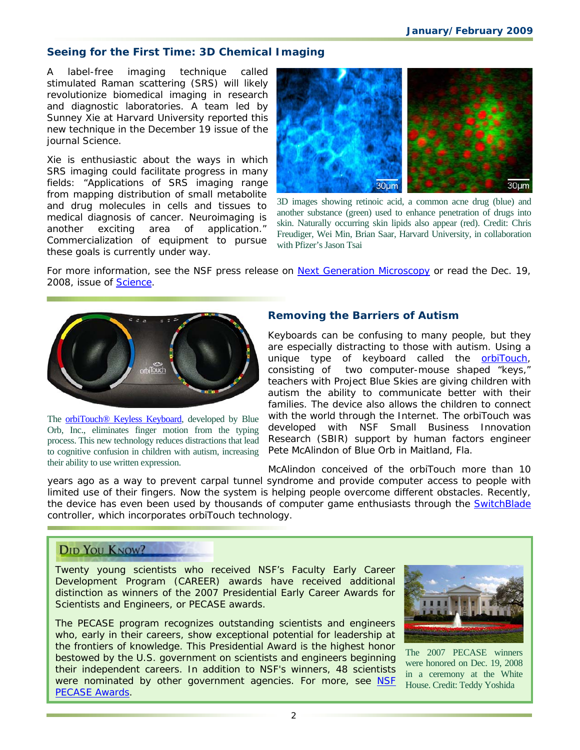## Seeing for the First Time: 3D Chemical Imaging

A label-free imaging technique called stimulated Raman scattering (SRS) will likely revolutionize biomedical imaging in research and diagnostic laboratories. A team led by Sunney Xie at Harvard University reported this new technique in the December 19 issue of the journal Science.

Xie is enthusiastic about the ways in which SRS imaging could facilitate progress in many fields: "Applications of SRS imaging range from mapping distribution of small metabolite and drug molecules in cells and tissues to medical diagnosis of cancer. Neuroimaging is another exciting area of application." Commercialization of equipment to pursue these goals is currently under way.

3D images showing retinoic acid, a common acne drug (blue) and another substance (green) used to enhance penetration of drugs into skin. Naturally occurring skin lipids also appear (red). Credit: Chris Freudiger, Wei Min, Brian Saar, Harvard University, in collaboration with Pfizer's Jason Tsai

For more information, see the NSF press release on Next Generation Microscopy or read the Dec. 19, 2008, issue of Science.

## Removing the Barriers of Autism

Keyboards can be confusing to many people, but they are especially distracting to those with autism. Using a unique type of keyboard called the orbiTouch, consisting of two computer-mouse shaped "keys," teachers with Project Blue Skies are giving children with autism the ability to communicate better with their families. The device also allows the children to connect with the world through the Internet. The orbiTouch was developed with NSF Small Business Innovation Research (SBIR) support by human factors engineer Pete McAlindon of Blue Orb in Maitland, Fla.

McAlindon conceived of the orbiTouch more than 10 years ago as a way to prevent carpal tunnel syndrome and provide computer access to people with limited use of their fingers. Now the system is helping people overcome different obstacles. Recently, the device has even been used by thousands of computer game enthusiasts through the SwitchBlade controller, which incorporates orbiTouch technology.

The orbiTouch® Keyless Keyboard, developed by Blue Orb, Inc., eliminates finger motion from the typing process. This new technology reduces distractions that lead to cognitive confusion in children with autism, increasing their ability to use written expression.

## Did You Know?

Twenty young scientists who received NSF's Faculty Early Career Development Program (CAREER) awards have received additional distinction as winners of the 2007 Presidential Early Career Awards for Scientists and Engineers, or PECASE awards.

The PECASE program recognizes outstanding scientists and engineers who, early in their careers, show exceptional potential for leadership at the frontiers of knowledge. This Presidential Award is the highest honor bestowed by the U.S. government on scientists and engineers beginning their independent careers. In addition to NSF's winners, 48 scientists were nominated by other government agencies. For more, see NSF PECASE Awards.

The 2007 PECASE winners were honored on Dec. 19, 2008 in a ceremony at the White House. Credit: Teddy Yoshida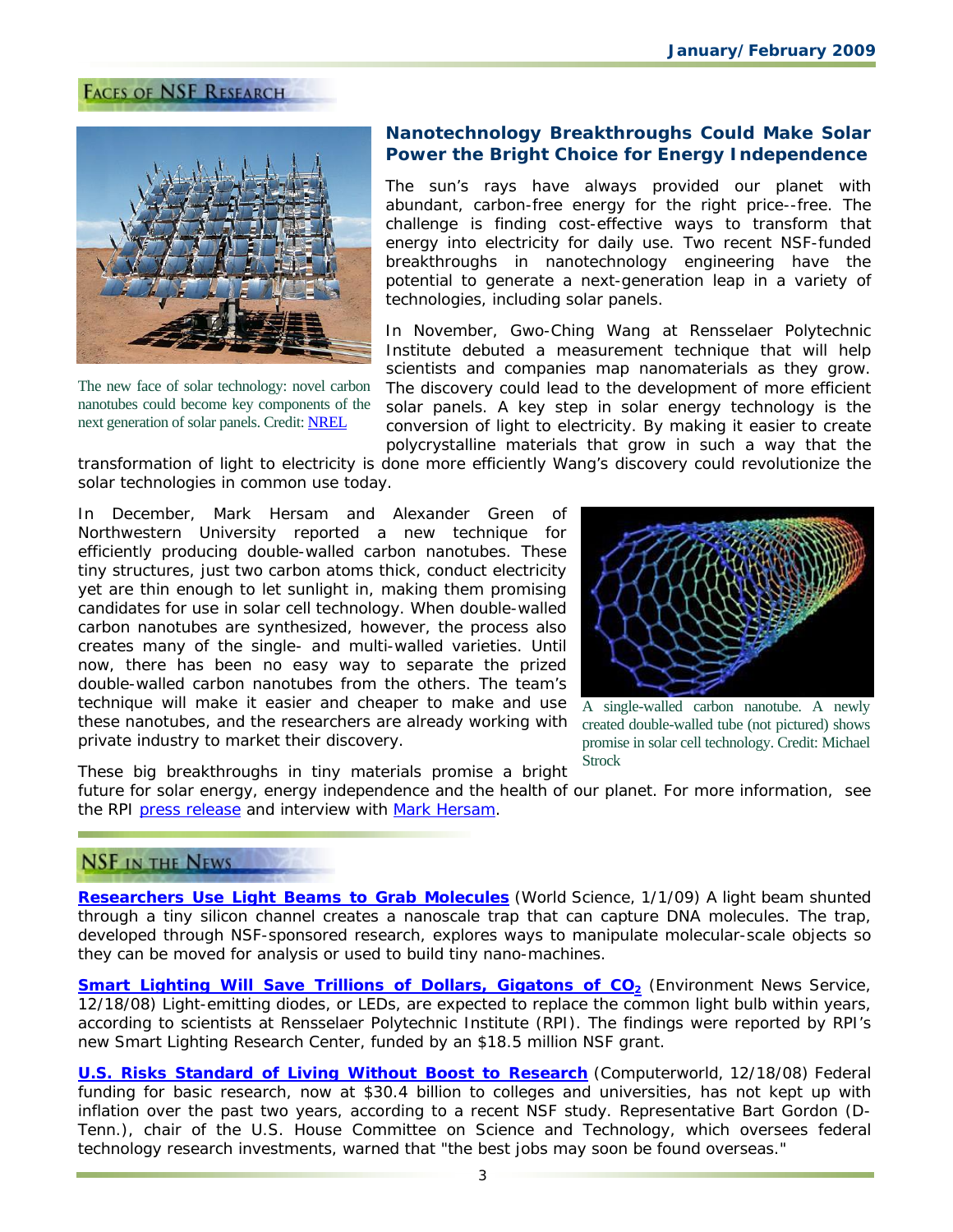## Faces of NSF Research

The new face of solar technology: novel carbon nanotubes could become key components of the next generation of solar panels. Credit: NREL

### Nanotechnology Breakthroughs Could Make Solar Power the Bright Choice for Energy Independence

The sun's rays have always provided our planet with abundant, carbon-free energy for the right price--free. The challenge is finding cost-effective ways to transform that energy into electricity for daily use. Two recent NSF-funded breakthroughs in nanotechnology engineering have the potential to generate a next-generation leap in a variety of technologies, including solar panels.

In November, Gwo-Ching Wang at Rensselaer Polytechnic Institute debuted a measurement technique that will help scientists and companies map nanomaterials as they grow. The discovery could lead to the development of more efficient solar panels. A key step in solar energy technology is the conversion of light to electricity. By making it easier to create polycrystalline materials that grow in such a way that the transformation of light to electricity is done more efficiently Wang's discovery could revolutionize the solar technologies in common use today.

In December, Mark Hersam and Alexander Green of Northwestern University reported a new technique for efficiently producing double-walled carbon nanotubes. These tiny structures, just two carbon atoms thick, conduct electricity yet are thin enough to let sunlight in, making them promising candidates for use in solar cell technology. When double-walled carbon nanotubes are synthesized, however, the process also creates many of the single- and multi-walled varieties. Until now, there has been no easy way to separate the prized double-walled carbon nanotubes from the others. The team's technique will make it easier and cheaper to make and use these nanotubes, and the researchers are already working with private industry to market their discovery.

A single-walled carbon nanotube. A newly created double-walled tube (not pictured) shows promise in solar cell technology. Credit: Michael Strock

These big breakthroughs in tiny materials promise a bright future for solar energy, energy independence and the health of our planet. For more information, see the RPI press release and interview with Mark Hersam.

## NSF in the News

**Researchers Use Light Beams to Grab Molecules** (World Science, 1/1/09) A light beam shunted through a tiny silicon channel creates a nanoscale trap that can capture DNA molecules. The trap, developed through NSF-sponsored research, explores ways to manipulate molecular-scale objects so they can be moved for analysis or used to build tiny nano-machines.

**Smart Lighting Will Save Trillions of Dollars, Gigatons of $CO_2$** (Environment News Service, 12/18/08) Light-emitting diodes, or LEDs, are expected to replace the common light bulb within years, according to scientists at Rensselaer Polytechnic Institute (RPI). The findings were reported by RPI's new Smart Lighting Research Center, funded by an $18.5 million NSF grant.

**U.S. Risks Standard of Living Without Boost to Research** (Computerworld, 12/18/08) Federal funding for basic research, now at $30.4 billion to colleges and universities, has not kept up with inflation over the past two years, according to a recent NSF study. Representative Bart Gordon (D-Tenn.), chair of the U.S. House Committee on Science and Technology, which oversees federal technology research investments, warned that "the best jobs may soon be found overseas."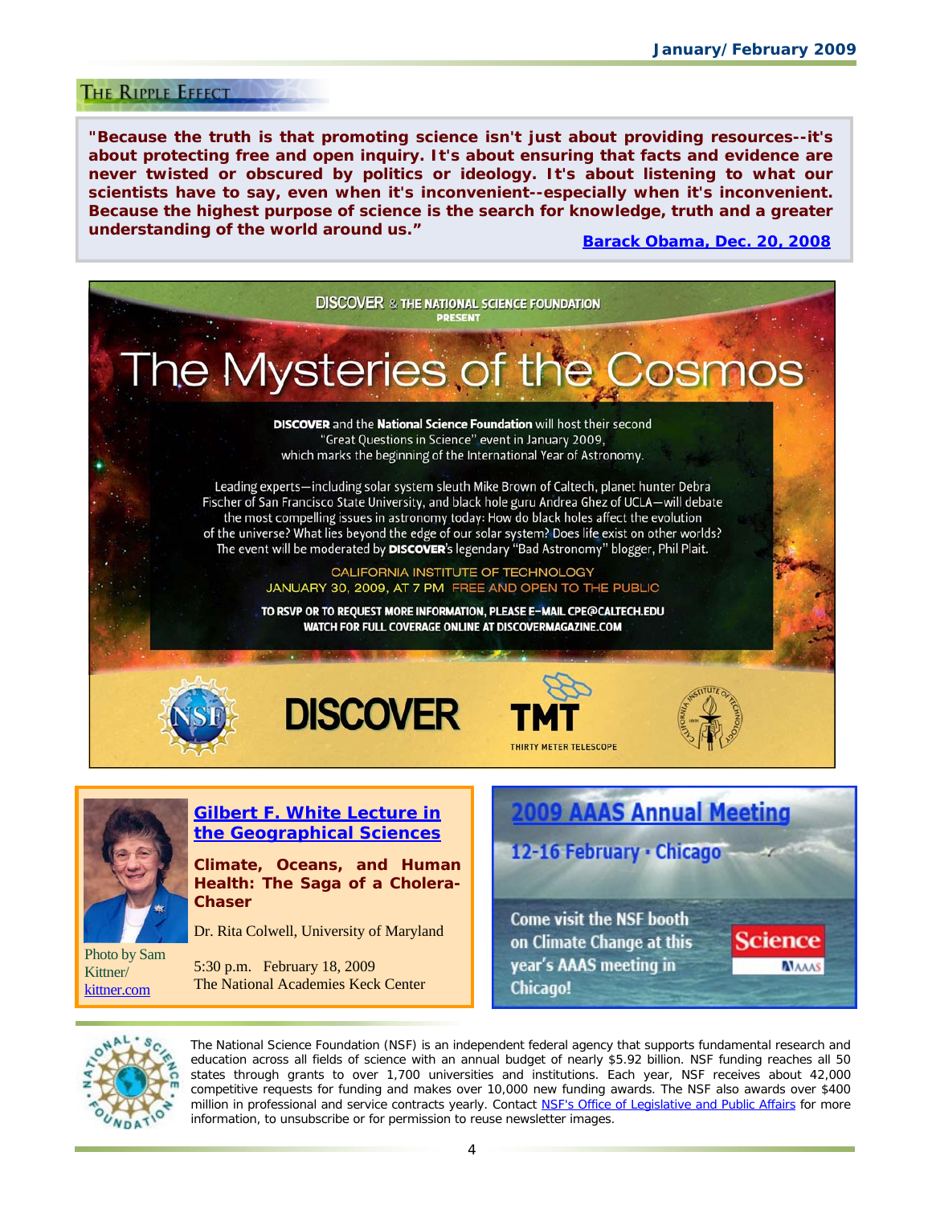## The Ripple Effect

**"Because the truth is that promoting science isn't just about providing resources--it's about protecting free and open inquiry. It's about ensuring that facts and evidence are never twisted or obscured by politics or ideology. It's about listening to what our scientists have to say, even when it's inconvenient--especially when it's inconvenient. Because the highest purpose of science is the search for knowledge, truth and a greater understanding of the world around us."**

**[Barack Obama, Dec. 20, 2008]**

DISCOVER & THE NATIONAL SCIENCE FOUNDATION PRESENT

# The Mysteries of the Cosmos

**DISCOVER** and the **National Science Foundation** will host their second "Great Questions in Science" event in January 2009, which marks the beginning of the International Year of Astronomy.

Leading experts—including solar system sleuth Mike Brown of Caltech, planet hunter Debra Fischer of San Francisco State University, and black hole guru Andrea Ghez of UCLA—will debate the most compelling issues in astronomy today: How do black holes affect the evolution of the universe? What lies beyond the edge of our solar system? Does life exist on other worlds? The event will be moderated by **DISCOVER**'s legendary "Bad Astronomy" blogger, Phil Plait.

CALIFORNIA INSTITUTE OF TECHNOLOGY
JANUARY 30, 2009, AT 7 PM FREE AND OPEN TO THE PUBLIC

TO RSVP OR TO REQUEST MORE INFORMATION, PLEASE E-MAIL CPE@CALTECH.EDU
WATCH FOR FULL COVERAGE ONLINE AT DISCOVERMAGAZINE.COM

NSF | DISCOVER | TMT THIRTY METER TELESCOPE | CALIFORNIA INSTITUTE OF TECHNOLOGY

### [Gilbert F. White Lecture in the Geographical Sciences]

**Climate, Oceans, and Human Health: The Saga of a Cholera-Chaser**

Dr. Rita Colwell, University of Maryland

5:30 p.m. February 18, 2009
The National Academies Keck Center

Photo by Sam Kittner/ [kittner.com]

### [2009 AAAS Annual Meeting]

12-16 February · Chicago

Come visit the NSF booth on Climate Change at this year's AAAS meeting in Chicago!

Science AAAS

The National Science Foundation (NSF) is an independent federal agency that supports fundamental research and education across all fields of science with an annual budget of nearly $5.92 billion. NSF funding reaches all 50 states through grants to over 1,700 universities and institutions. Each year, NSF receives about 42,000 competitive requests for funding and makes over 10,000 new funding awards. The NSF also awards over $400 million in professional and service contracts yearly. Contact [NSF's Office of Legislative and Public Affairs] for more information, to unsubscribe or for permission to reuse newsletter images.